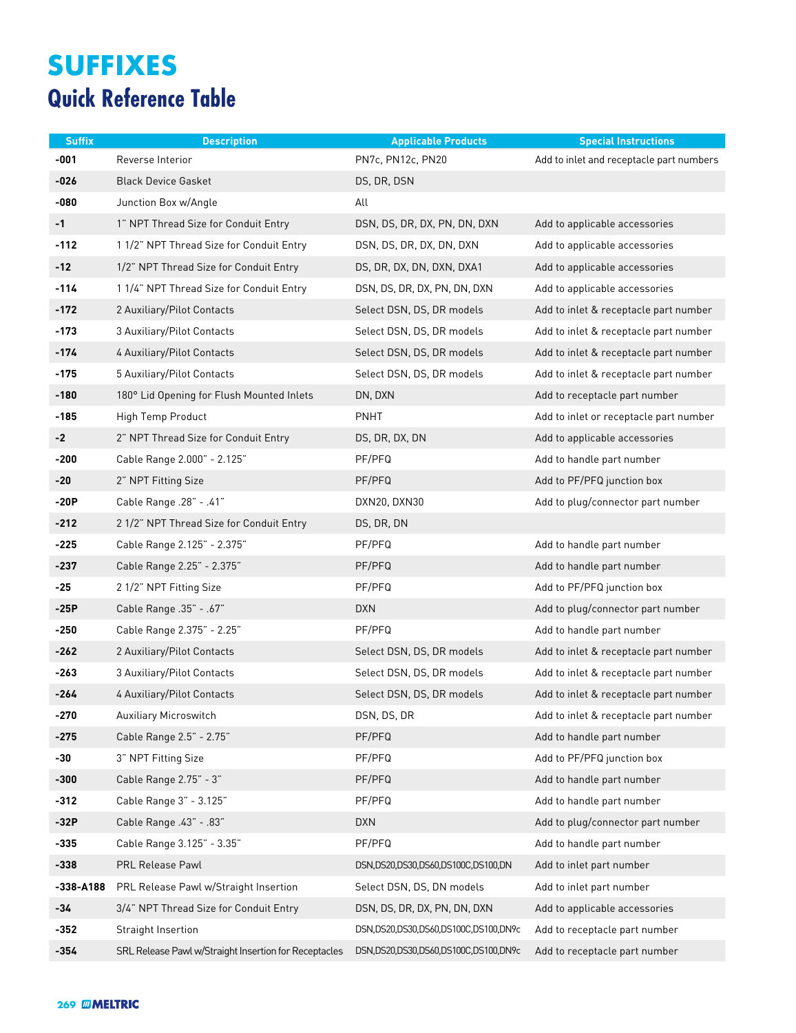# SUFFIXES

## Quick Reference Table

| Suffix | Description | Applicable Products | Special Instructions |
|---|---|---|---|
| **-001** | Reverse Interior | PN7c, PN12c, PN20 | Add to inlet and receptacle part numbers |
| **-026** | Black Device Gasket | DS, DR, DSN | |
| **-080** | Junction Box w/Angle | All | |
| **-1** | 1" NPT Thread Size for Conduit Entry | DSN, DS, DR, DX, PN, DN, DXN | Add to applicable accessories |
| **-112** | 1 1/2" NPT Thread Size for Conduit Entry | DSN, DS, DR, DX, DN, DXN | Add to applicable accessories |
| **-12** | 1/2" NPT Thread Size for Conduit Entry | DS, DR, DX, DN, DXN, DXA1 | Add to applicable accessories |
| **-114** | 1 1/4" NPT Thread Size for Conduit Entry | DSN, DS, DR, DX, PN, DN, DXN | Add to applicable accessories |
| **-172** | 2 Auxiliary/Pilot Contacts | Select DSN, DS, DR models | Add to inlet & receptacle part number |
| **-173** | 3 Auxiliary/Pilot Contacts | Select DSN, DS, DR models | Add to inlet & receptacle part number |
| **-174** | 4 Auxiliary/Pilot Contacts | Select DSN, DS, DR models | Add to inlet & receptacle part number |
| **-175** | 5 Auxiliary/Pilot Contacts | Select DSN, DS, DR models | Add to inlet & receptacle part number |
| **-180** | 180° Lid Opening for Flush Mounted Inlets | DN, DXN | Add to receptacle part number |
| **-185** | High Temp Product | PNHT | Add to inlet or receptacle part number |
| **-2** | 2" NPT Thread Size for Conduit Entry | DS, DR, DX, DN | Add to applicable accessories |
| **-200** | Cable Range 2.000" - 2.125" | PF/PFQ | Add to handle part number |
| **-20** | 2" NPT Fitting Size | PF/PFQ | Add to PF/PFQ junction box |
| **-20P** | Cable Range .28" - .41" | DXN20, DXN30 | Add to plug/connector part number |
| **-212** | 2 1/2" NPT Thread Size for Conduit Entry | DS, DR, DN | |
| **-225** | Cable Range 2.125" - 2.375" | PF/PFQ | Add to handle part number |
| **-237** | Cable Range 2.25" - 2.375" | PF/PFQ | Add to handle part number |
| **-25** | 2 1/2" NPT Fitting Size | PF/PFQ | Add to PF/PFQ junction box |
| **-25P** | Cable Range .35" - .67" | DXN | Add to plug/connector part number |
| **-250** | Cable Range 2.375" - 2.25" | PF/PFQ | Add to handle part number |
| **-262** | 2 Auxiliary/Pilot Contacts | Select DSN, DS, DR models | Add to inlet & receptacle part number |
| **-263** | 3 Auxiliary/Pilot Contacts | Select DSN, DS, DR models | Add to inlet & receptacle part number |
| **-264** | 4 Auxiliary/Pilot Contacts | Select DSN, DS, DR models | Add to inlet & receptacle part number |
| **-270** | Auxiliary Microswitch | DSN, DS, DR | Add to inlet & receptacle part number |
| **-275** | Cable Range 2.5" - 2.75" | PF/PFQ | Add to handle part number |
| **-30** | 3" NPT Fitting Size | PF/PFQ | Add to PF/PFQ junction box |
| **-300** | Cable Range 2.75" - 3" | PF/PFQ | Add to handle part number |
| **-312** | Cable Range 3" - 3.125" | PF/PFQ | Add to handle part number |
| **-32P** | Cable Range .43" - .83" | DXN | Add to plug/connector part number |
| **-335** | Cable Range 3.125" - 3.35" | PF/PFQ | Add to handle part number |
| **-338** | PRL Release Pawl | DSN,DS20,DS30,DS60,DS100C,DS100,DN | Add to inlet part number |
| **-338-A188** | PRL Release Pawl w/Straight Insertion | Select DSN, DS, DN models | Add to inlet part number |
| **-34** | 3/4" NPT Thread Size for Conduit Entry | DSN, DS, DR, DX, PN, DN, DXN | Add to applicable accessories |
| **-352** | Straight Insertion | DSN,DS20,DS30,DS60,DS100C,DS100,DN9c | Add to receptacle part number |
| **-354** | SRL Release Pawl w/Straight Insertion for Receptacles | DSN,DS20,DS30,DS60,DS100C,DS100,DN9c | Add to receptacle part number |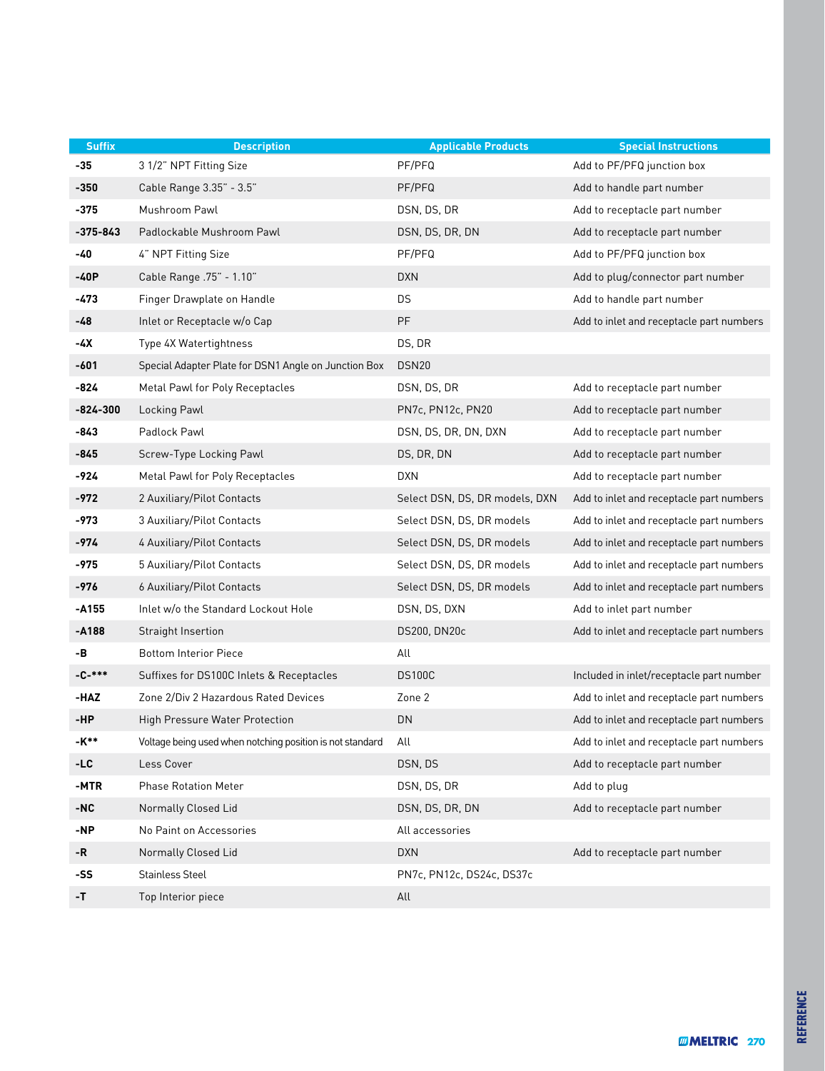| Suffix | Description | Applicable Products | Special Instructions |
|---|---|---|---|
| **-35** | 3 1/2" NPT Fitting Size | PF/PFQ | Add to PF/PFQ junction box |
| **-350** | Cable Range 3.35" - 3.5" | PF/PFQ | Add to handle part number |
| **-375** | Mushroom Pawl | DSN, DS, DR | Add to receptacle part number |
| **-375-843** | Padlockable Mushroom Pawl | DSN, DS, DR, DN | Add to receptacle part number |
| **-40** | 4" NPT Fitting Size | PF/PFQ | Add to PF/PFQ junction box |
| **-40P** | Cable Range .75" - 1.10" | DXN | Add to plug/connector part number |
| **-473** | Finger Drawplate on Handle | DS | Add to handle part number |
| **-48** | Inlet or Receptacle w/o Cap | PF | Add to inlet and receptacle part numbers |
| **-4X** | Type 4X Watertightness | DS, DR | |
| **-601** | Special Adapter Plate for DSN1 Angle on Junction Box | DSN20 | |
| **-824** | Metal Pawl for Poly Receptacles | DSN, DS, DR | Add to receptacle part number |
| **-824-300** | Locking Pawl | PN7c, PN12c, PN20 | Add to receptacle part number |
| **-843** | Padlock Pawl | DSN, DS, DR, DN, DXN | Add to receptacle part number |
| **-845** | Screw-Type Locking Pawl | DS, DR, DN | Add to receptacle part number |
| **-924** | Metal Pawl for Poly Receptacles | DXN | Add to receptacle part number |
| **-972** | 2 Auxiliary/Pilot Contacts | Select DSN, DS, DR models, DXN | Add to inlet and receptacle part numbers |
| **-973** | 3 Auxiliary/Pilot Contacts | Select DSN, DS, DR models | Add to inlet and receptacle part numbers |
| **-974** | 4 Auxiliary/Pilot Contacts | Select DSN, DS, DR models | Add to inlet and receptacle part numbers |
| **-975** | 5 Auxiliary/Pilot Contacts | Select DSN, DS, DR models | Add to inlet and receptacle part numbers |
| **-976** | 6 Auxiliary/Pilot Contacts | Select DSN, DS, DR models | Add to inlet and receptacle part numbers |
| **-A155** | Inlet w/o the Standard Lockout Hole | DSN, DS, DXN | Add to inlet part number |
| **-A188** | Straight Insertion | DS200, DN20c | Add to inlet and receptacle part numbers |
| **-B** | Bottom Interior Piece | All | |
| **-C-*** ** | Suffixes for DS100C Inlets & Receptacles | DS100C | Included in inlet/receptacle part number |
| **-HAZ** | Zone 2/Div 2 Hazardous Rated Devices | Zone 2 | Add to inlet and receptacle part numbers |
| **-HP** | High Pressure Water Protection | DN | Add to inlet and receptacle part numbers |
| **-K**** | Voltage being used when notching position is not standard | All | Add to inlet and receptacle part numbers |
| **-LC** | Less Cover | DSN, DS | Add to receptacle part number |
| **-MTR** | Phase Rotation Meter | DSN, DS, DR | Add to plug |
| **-NC** | Normally Closed Lid | DSN, DS, DR, DN | Add to receptacle part number |
| **-NP** | No Paint on Accessories | All accessories | |
| **-R** | Normally Closed Lid | DXN | Add to receptacle part number |
| **-SS** | Stainless Steel | PN7c, PN12c, DS24c, DS37c | |
| **-T** | Top Interior piece | All | |